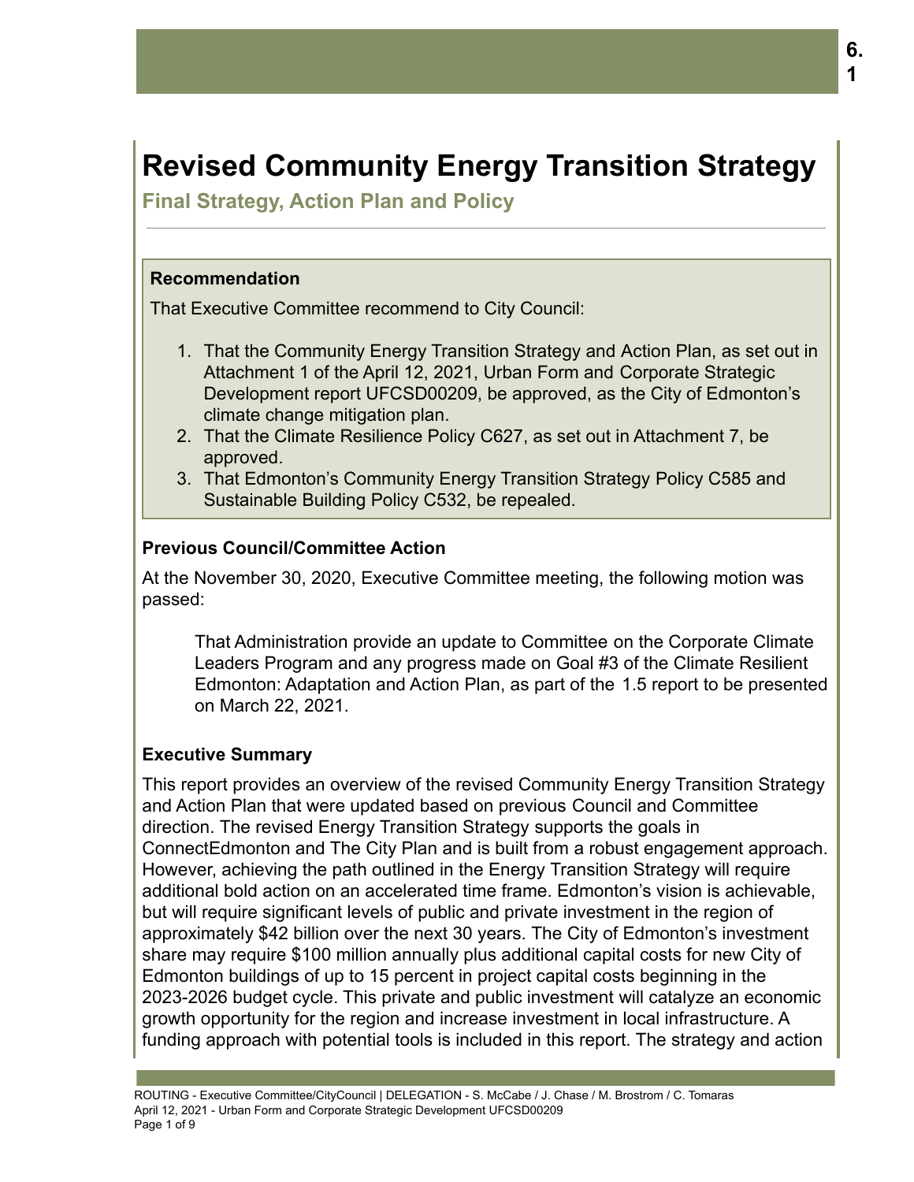# Revised Community Energy Transition Strategy

## Final Strategy, Action Plan and Policy

### Recommendation

That Executive Committee recommend to City Council:

1. That the Community Energy Transition Strategy and Action Plan, as set out in Attachment 1 of the April 12, 2021, Urban Form and Corporate Strategic Development report UFCSD00209, be approved, as the City of Edmonton's climate change mitigation plan.
2. That the Climate Resilience Policy C627, as set out in Attachment 7, be approved.
3. That Edmonton's Community Energy Transition Strategy Policy C585 and Sustainable Building Policy C532, be repealed.

### Previous Council/Committee Action

At the November 30, 2020, Executive Committee meeting, the following motion was passed:

> That Administration provide an update to Committee on the Corporate Climate Leaders Program and any progress made on Goal #3 of the Climate Resilient Edmonton: Adaptation and Action Plan, as part of the 1.5 report to be presented on March 22, 2021.

### Executive Summary

This report provides an overview of the revised Community Energy Transition Strategy and Action Plan that were updated based on previous Council and Committee direction. The revised Energy Transition Strategy supports the goals in ConnectEdmonton and The City Plan and is built from a robust engagement approach. However, achieving the path outlined in the Energy Transition Strategy will require additional bold action on an accelerated time frame. Edmonton's vision is achievable, but will require significant levels of public and private investment in the region of approximately $42 billion over the next 30 years. The City of Edmonton's investment share may require $100 million annually plus additional capital costs for new City of Edmonton buildings of up to 15 percent in project capital costs beginning in the 2023-2026 budget cycle. This private and public investment will catalyze an economic growth opportunity for the region and increase investment in local infrastructure. A funding approach with potential tools is included in this report. The strategy and action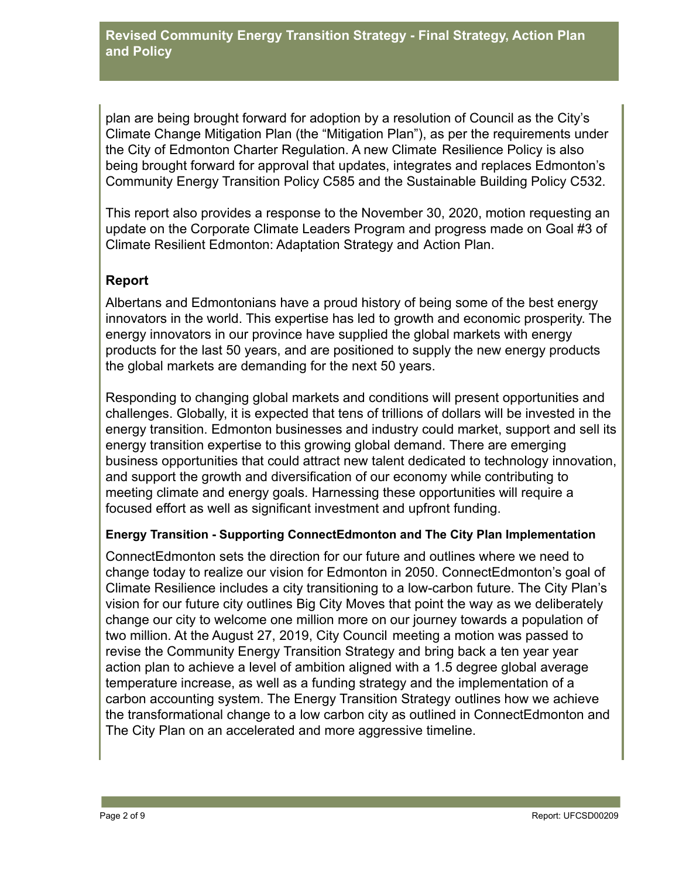plan are being brought forward for adoption by a resolution of Council as the City's Climate Change Mitigation Plan (the "Mitigation Plan"), as per the requirements under the City of Edmonton Charter Regulation. A new Climate Resilience Policy is also being brought forward for approval that updates, integrates and replaces Edmonton's Community Energy Transition Policy C585 and the Sustainable Building Policy C532.

This report also provides a response to the November 30, 2020, motion requesting an update on the Corporate Climate Leaders Program and progress made on Goal #3 of Climate Resilient Edmonton: Adaptation Strategy and Action Plan.

## Report

Albertans and Edmontonians have a proud history of being some of the best energy innovators in the world. This expertise has led to growth and economic prosperity. The energy innovators in our province have supplied the global markets with energy products for the last 50 years, and are positioned to supply the new energy products the global markets are demanding for the next 50 years.

Responding to changing global markets and conditions will present opportunities and challenges. Globally, it is expected that tens of trillions of dollars will be invested in the energy transition. Edmonton businesses and industry could market, support and sell its energy transition expertise to this growing global demand. There are emerging business opportunities that could attract new talent dedicated to technology innovation, and support the growth and diversification of our economy while contributing to meeting climate and energy goals. Harnessing these opportunities will require a focused effort as well as significant investment and upfront funding.

### Energy Transition - Supporting ConnectEdmonton and The City Plan Implementation

ConnectEdmonton sets the direction for our future and outlines where we need to change today to realize our vision for Edmonton in 2050. ConnectEdmonton's goal of Climate Resilience includes a city transitioning to a low-carbon future. The City Plan's vision for our future city outlines Big City Moves that point the way as we deliberately change our city to welcome one million more on our journey towards a population of two million. At the August 27, 2019, City Council meeting a motion was passed to revise the Community Energy Transition Strategy and bring back a ten year year action plan to achieve a level of ambition aligned with a 1.5 degree global average temperature increase, as well as a funding strategy and the implementation of a carbon accounting system. The Energy Transition Strategy outlines how we achieve the transformational change to a low carbon city as outlined in ConnectEdmonton and The City Plan on an accelerated and more aggressive timeline.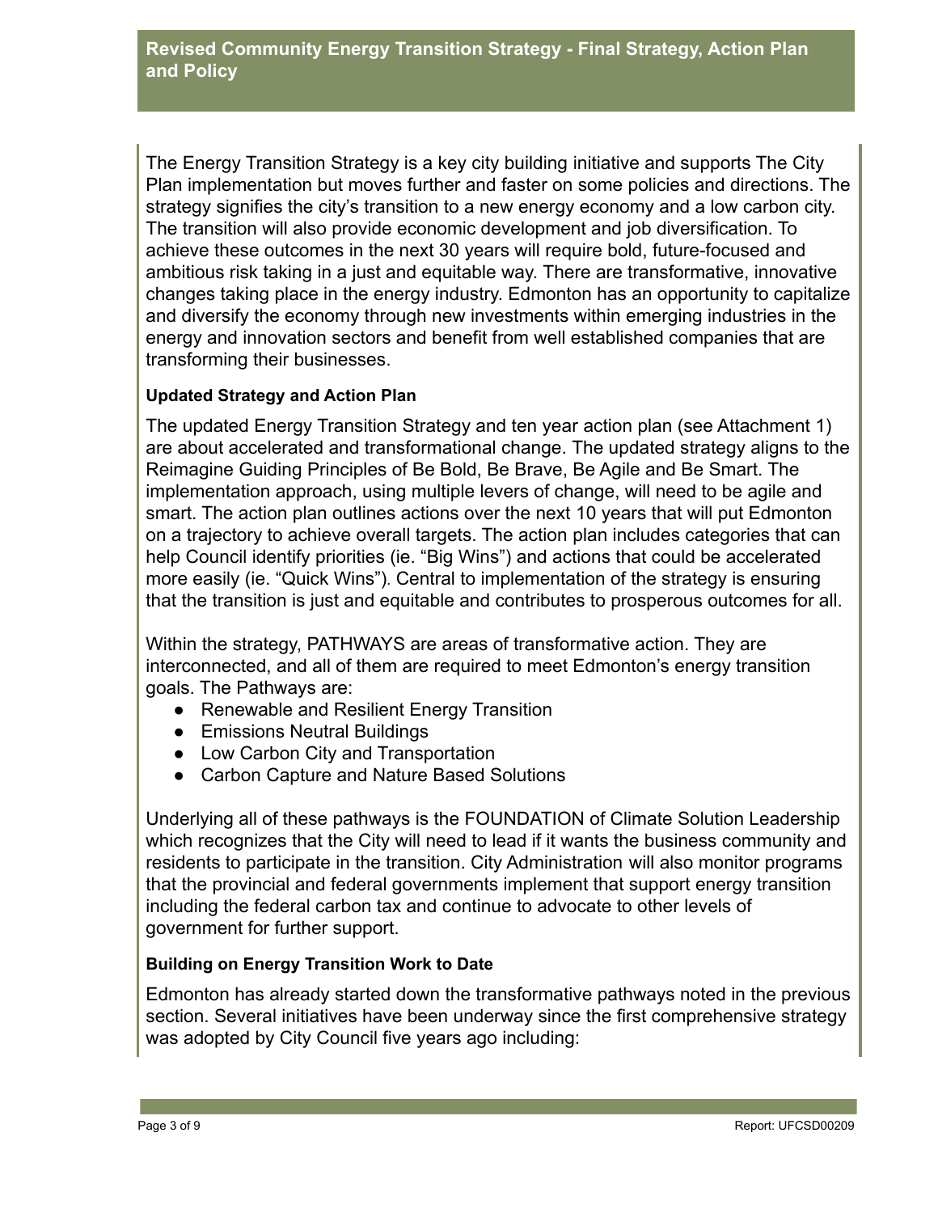The Energy Transition Strategy is a key city building initiative and supports The City Plan implementation but moves further and faster on some policies and directions. The strategy signifies the city's transition to a new energy economy and a low carbon city. The transition will also provide economic development and job diversification. To achieve these outcomes in the next 30 years will require bold, future-focused and ambitious risk taking in a just and equitable way. There are transformative, innovative changes taking place in the energy industry. Edmonton has an opportunity to capitalize and diversify the economy through new investments within emerging industries in the energy and innovation sectors and benefit from well established companies that are transforming their businesses.

**Updated Strategy and Action Plan**

The updated Energy Transition Strategy and ten year action plan (see Attachment 1) are about accelerated and transformational change. The updated strategy aligns to the Reimagine Guiding Principles of Be Bold, Be Brave, Be Agile and Be Smart. The implementation approach, using multiple levers of change, will need to be agile and smart. The action plan outlines actions over the next 10 years that will put Edmonton on a trajectory to achieve overall targets. The action plan includes categories that can help Council identify priorities (ie. "Big Wins") and actions that could be accelerated more easily (ie. "Quick Wins"). Central to implementation of the strategy is ensuring that the transition is just and equitable and contributes to prosperous outcomes for all.

Within the strategy, PATHWAYS are areas of transformative action. They are interconnected, and all of them are required to meet Edmonton's energy transition goals. The Pathways are:

- Renewable and Resilient Energy Transition
- Emissions Neutral Buildings
- Low Carbon City and Transportation
- Carbon Capture and Nature Based Solutions

Underlying all of these pathways is the FOUNDATION of Climate Solution Leadership which recognizes that the City will need to lead if it wants the business community and residents to participate in the transition. City Administration will also monitor programs that the provincial and federal governments implement that support energy transition including the federal carbon tax and continue to advocate to other levels of government for further support.

**Building on Energy Transition Work to Date**

Edmonton has already started down the transformative pathways noted in the previous section. Several initiatives have been underway since the first comprehensive strategy was adopted by City Council five years ago including: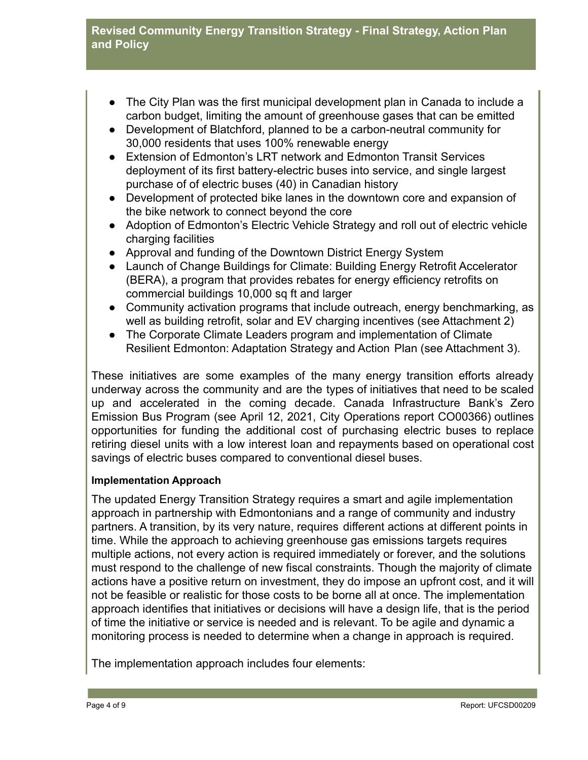- The City Plan was the first municipal development plan in Canada to include a carbon budget, limiting the amount of greenhouse gases that can be emitted
- Development of Blatchford, planned to be a carbon-neutral community for 30,000 residents that uses 100% renewable energy
- Extension of Edmonton's LRT network and Edmonton Transit Services deployment of its first battery-electric buses into service, and single largest purchase of of electric buses (40) in Canadian history
- Development of protected bike lanes in the downtown core and expansion of the bike network to connect beyond the core
- Adoption of Edmonton's Electric Vehicle Strategy and roll out of electric vehicle charging facilities
- Approval and funding of the Downtown District Energy System
- Launch of Change Buildings for Climate: Building Energy Retrofit Accelerator (BERA), a program that provides rebates for energy efficiency retrofits on commercial buildings 10,000 sq ft and larger
- Community activation programs that include outreach, energy benchmarking, as well as building retrofit, solar and EV charging incentives (see Attachment 2)
- The Corporate Climate Leaders program and implementation of Climate Resilient Edmonton: Adaptation Strategy and Action Plan (see Attachment 3).

These initiatives are some examples of the many energy transition efforts already underway across the community and are the types of initiatives that need to be scaled up and accelerated in the coming decade. Canada Infrastructure Bank's Zero Emission Bus Program (see April 12, 2021, City Operations report CO00366) outlines opportunities for funding the additional cost of purchasing electric buses to replace retiring diesel units with a low interest loan and repayments based on operational cost savings of electric buses compared to conventional diesel buses.

**Implementation Approach**

The updated Energy Transition Strategy requires a smart and agile implementation approach in partnership with Edmontonians and a range of community and industry partners. A transition, by its very nature, requires different actions at different points in time. While the approach to achieving greenhouse gas emissions targets requires multiple actions, not every action is required immediately or forever, and the solutions must respond to the challenge of new fiscal constraints. Though the majority of climate actions have a positive return on investment, they do impose an upfront cost, and it will not be feasible or realistic for those costs to be borne all at once. The implementation approach identifies that initiatives or decisions will have a design life, that is the period of time the initiative or service is needed and is relevant. To be agile and dynamic a monitoring process is needed to determine when a change in approach is required.

The implementation approach includes four elements: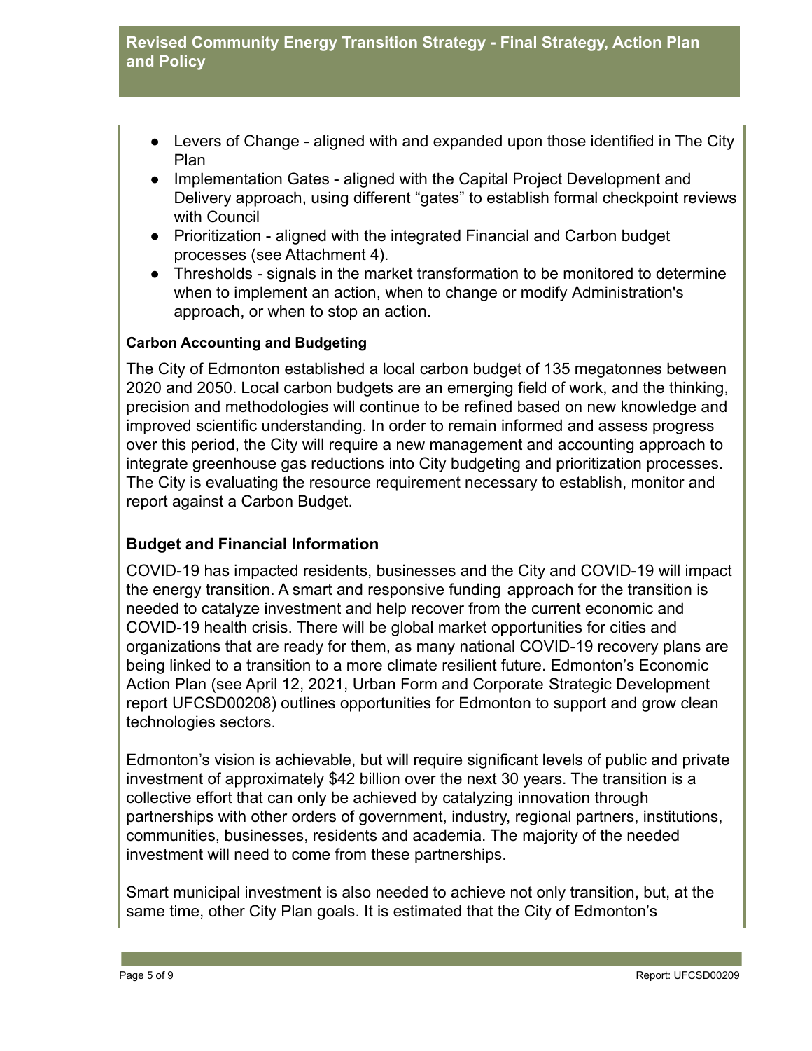- Levers of Change - aligned with and expanded upon those identified in The City Plan
- Implementation Gates - aligned with the Capital Project Development and Delivery approach, using different "gates" to establish formal checkpoint reviews with Council
- Prioritization - aligned with the integrated Financial and Carbon budget processes (see Attachment 4).
- Thresholds - signals in the market transformation to be monitored to determine when to implement an action, when to change or modify Administration's approach, or when to stop an action.

**Carbon Accounting and Budgeting**

The City of Edmonton established a local carbon budget of 135 megatonnes between 2020 and 2050. Local carbon budgets are an emerging field of work, and the thinking, precision and methodologies will continue to be refined based on new knowledge and improved scientific understanding. In order to remain informed and assess progress over this period, the City will require a new management and accounting approach to integrate greenhouse gas reductions into City budgeting and prioritization processes. The City is evaluating the resource requirement necessary to establish, monitor and report against a Carbon Budget.

## Budget and Financial Information

COVID-19 has impacted residents, businesses and the City and COVID-19 will impact the energy transition. A smart and responsive funding approach for the transition is needed to catalyze investment and help recover from the current economic and COVID-19 health crisis. There will be global market opportunities for cities and organizations that are ready for them, as many national COVID-19 recovery plans are being linked to a transition to a more climate resilient future. Edmonton's Economic Action Plan (see April 12, 2021, Urban Form and Corporate Strategic Development report UFCSD00208) outlines opportunities for Edmonton to support and grow clean technologies sectors.

Edmonton's vision is achievable, but will require significant levels of public and private investment of approximately $42 billion over the next 30 years. The transition is a collective effort that can only be achieved by catalyzing innovation through partnerships with other orders of government, industry, regional partners, institutions, communities, businesses, residents and academia. The majority of the needed investment will need to come from these partnerships.

Smart municipal investment is also needed to achieve not only transition, but, at the same time, other City Plan goals. It is estimated that the City of Edmonton's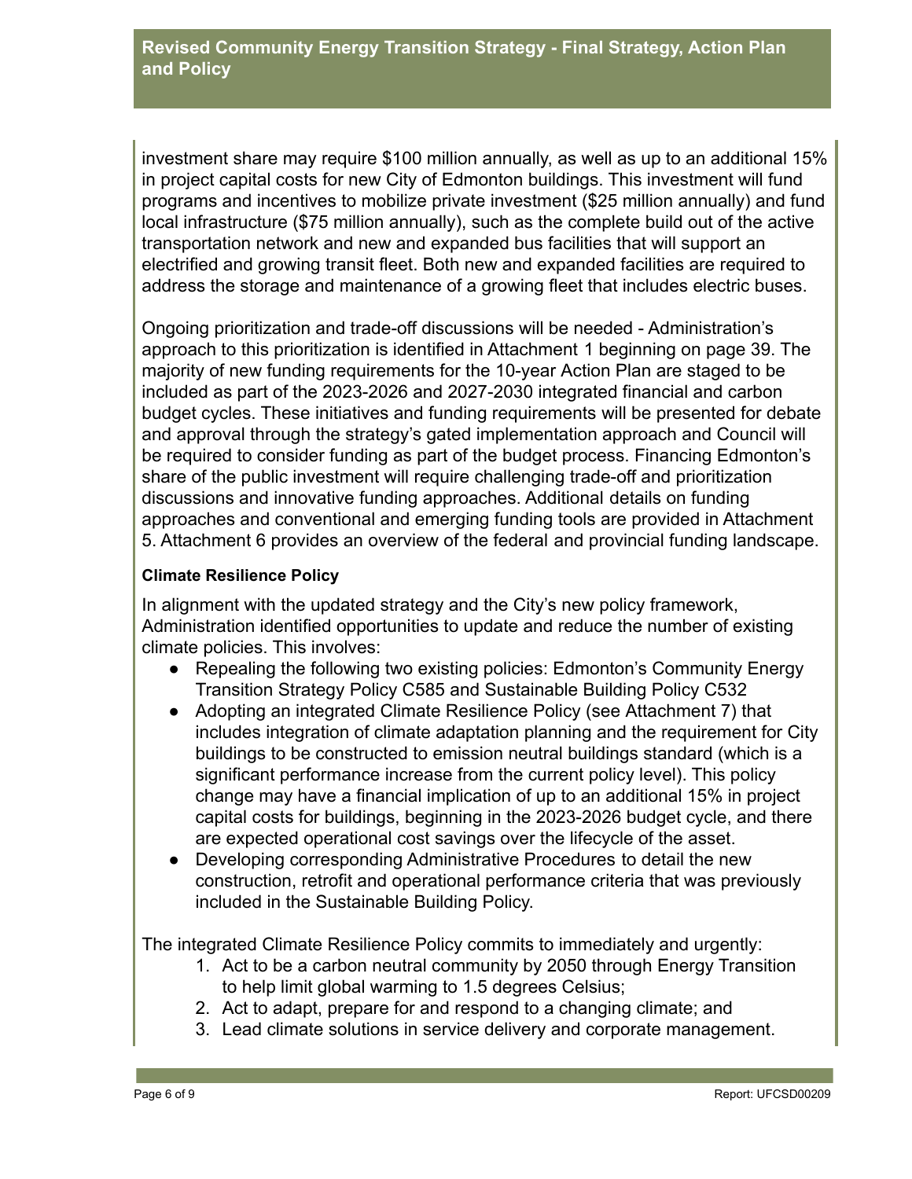investment share may require $100 million annually, as well as up to an additional 15% in project capital costs for new City of Edmonton buildings. This investment will fund programs and incentives to mobilize private investment ($25 million annually) and fund local infrastructure ($75 million annually), such as the complete build out of the active transportation network and new and expanded bus facilities that will support an electrified and growing transit fleet. Both new and expanded facilities are required to address the storage and maintenance of a growing fleet that includes electric buses.

Ongoing prioritization and trade-off discussions will be needed - Administration's approach to this prioritization is identified in Attachment 1 beginning on page 39. The majority of new funding requirements for the 10-year Action Plan are staged to be included as part of the 2023-2026 and 2027-2030 integrated financial and carbon budget cycles. These initiatives and funding requirements will be presented for debate and approval through the strategy's gated implementation approach and Council will be required to consider funding as part of the budget process. Financing Edmonton's share of the public investment will require challenging trade-off and prioritization discussions and innovative funding approaches. Additional details on funding approaches and conventional and emerging funding tools are provided in Attachment 5. Attachment 6 provides an overview of the federal and provincial funding landscape.

**Climate Resilience Policy**

In alignment with the updated strategy and the City's new policy framework, Administration identified opportunities to update and reduce the number of existing climate policies. This involves:

- Repealing the following two existing policies: Edmonton's Community Energy Transition Strategy Policy C585 and Sustainable Building Policy C532
- Adopting an integrated Climate Resilience Policy (see Attachment 7) that includes integration of climate adaptation planning and the requirement for City buildings to be constructed to emission neutral buildings standard (which is a significant performance increase from the current policy level). This policy change may have a financial implication of up to an additional 15% in project capital costs for buildings, beginning in the 2023-2026 budget cycle, and there are expected operational cost savings over the lifecycle of the asset.
- Developing corresponding Administrative Procedures to detail the new construction, retrofit and operational performance criteria that was previously included in the Sustainable Building Policy.

The integrated Climate Resilience Policy commits to immediately and urgently:

1. Act to be a carbon neutral community by 2050 through Energy Transition to help limit global warming to 1.5 degrees Celsius;
2. Act to adapt, prepare for and respond to a changing climate; and
3. Lead climate solutions in service delivery and corporate management.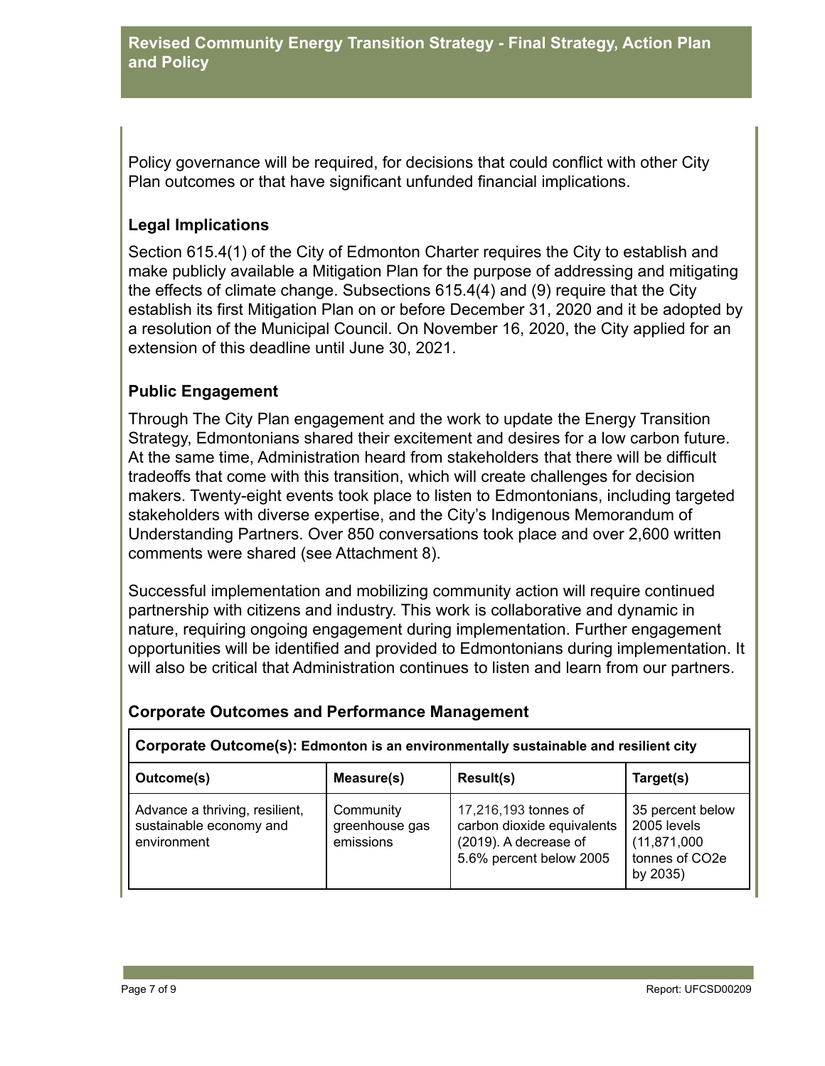Policy governance will be required, for decisions that could conflict with other City Plan outcomes or that have significant unfunded financial implications.

### Legal Implications

Section 615.4(1) of the City of Edmonton Charter requires the City to establish and make publicly available a Mitigation Plan for the purpose of addressing and mitigating the effects of climate change. Subsections 615.4(4) and (9) require that the City establish its first Mitigation Plan on or before December 31, 2020 and it be adopted by a resolution of the Municipal Council. On November 16, 2020, the City applied for an extension of this deadline until June 30, 2021.

### Public Engagement

Through The City Plan engagement and the work to update the Energy Transition Strategy, Edmontonians shared their excitement and desires for a low carbon future. At the same time, Administration heard from stakeholders that there will be difficult tradeoffs that come with this transition, which will create challenges for decision makers. Twenty-eight events took place to listen to Edmontonians, including targeted stakeholders with diverse expertise, and the City's Indigenous Memorandum of Understanding Partners. Over 850 conversations took place and over 2,600 written comments were shared (see Attachment 8).

Successful implementation and mobilizing community action will require continued partnership with citizens and industry. This work is collaborative and dynamic in nature, requiring ongoing engagement during implementation. Further engagement opportunities will be identified and provided to Edmontonians during implementation. It will also be critical that Administration continues to listen and learn from our partners.

### Corporate Outcomes and Performance Management

| **Corporate Outcome(s): Edmonton is an environmentally sustainable and resilient city** | | | |
|---|---|---|---|
| **Outcome(s)** | **Measure(s)** | **Result(s)** | **Target(s)** |
| Advance a thriving, resilient, sustainable economy and environment | Community greenhouse gas emissions | 17,216,193 tonnes of carbon dioxide equivalents (2019). A decrease of 5.6% percent below 2005 | 35 percent below 2005 levels (11,871,000 tonnes of $CO_2e$ by 2035) |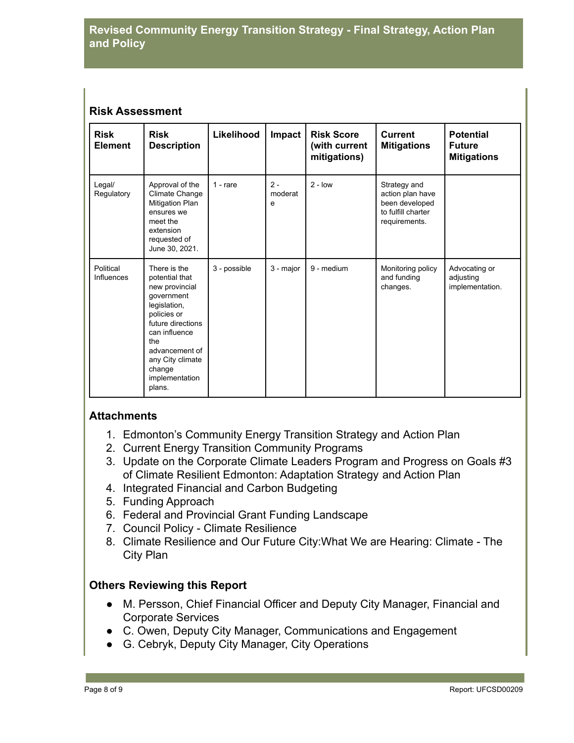## Risk Assessment

| Risk Element | Risk Description | Likelihood | Impact | Risk Score (with current mitigations) | Current Mitigations | Potential Future Mitigations |
|---|---|---|---|---|---|---|
| Legal/ Regulatory | Approval of the Climate Change Mitigation Plan ensures we meet the extension requested of June 30, 2021. | 1 - rare | 2 - moderate | 2 - low | Strategy and action plan have been developed to fulfill charter requirements. | |
| Political Influences | There is the potential that new provincial government legislation, policies or future directions can influence the advancement of any City climate change implementation plans. | 3 - possible | 3 - major | 9 - medium | Monitoring policy and funding changes. | Advocating or adjusting implementation. |

## Attachments

1. Edmonton's Community Energy Transition Strategy and Action Plan
2. Current Energy Transition Community Programs
3. Update on the Corporate Climate Leaders Program and Progress on Goals #3 of Climate Resilient Edmonton: Adaptation Strategy and Action Plan
4. Integrated Financial and Carbon Budgeting
5. Funding Approach
6. Federal and Provincial Grant Funding Landscape
7. Council Policy - Climate Resilience
8. Climate Resilience and Our Future City:What We are Hearing: Climate - The City Plan

## Others Reviewing this Report

- M. Persson, Chief Financial Officer and Deputy City Manager, Financial and Corporate Services
- C. Owen, Deputy City Manager, Communications and Engagement
- G. Cebryk, Deputy City Manager, City Operations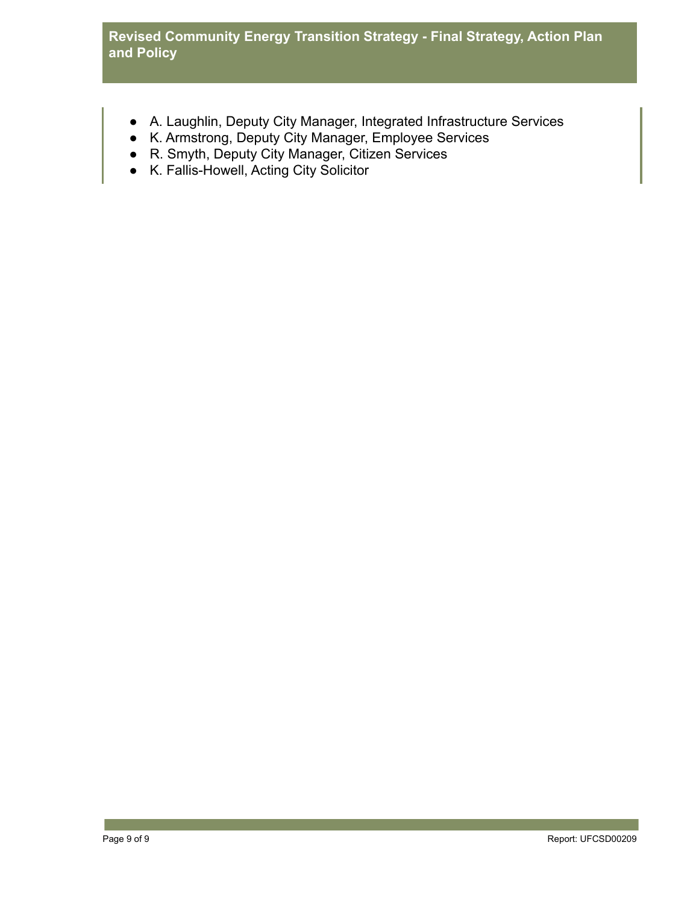- A. Laughlin, Deputy City Manager, Integrated Infrastructure Services
- K. Armstrong, Deputy City Manager, Employee Services
- R. Smyth, Deputy City Manager, Citizen Services
- K. Fallis-Howell, Acting City Solicitor